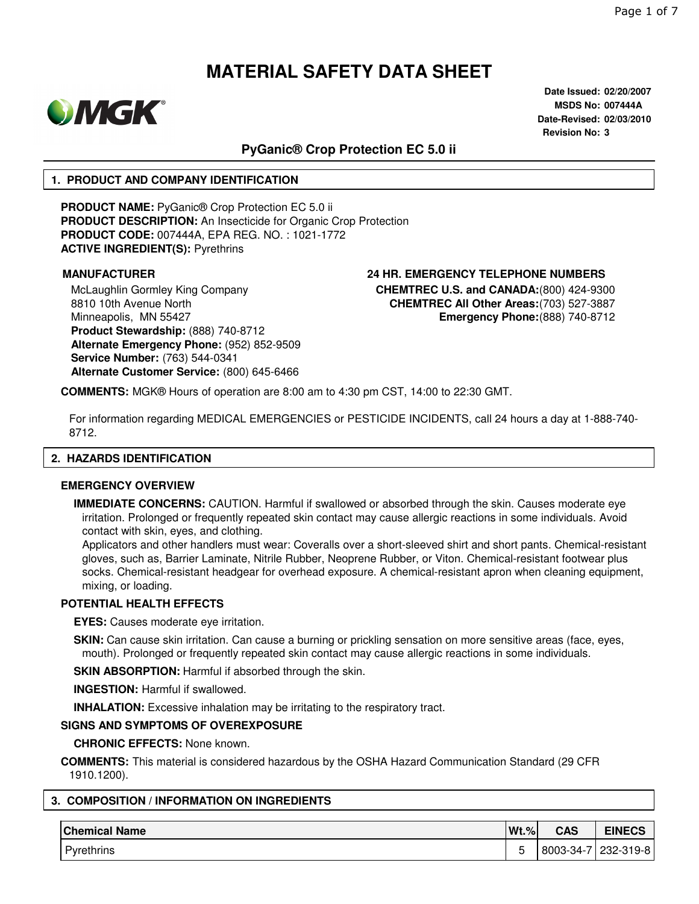# MATERIAL SAFETY DATA SHEET

**Date Issued:** 02/20/2007
**MSDS No:** 007444A
**Date-Revised:** 02/03/2010
**Revision No:** 3

## PyGanic® Crop Protection EC 5.0 ii

## 1. PRODUCT AND COMPANY IDENTIFICATION

**PRODUCT NAME:** PyGanic® Crop Protection EC 5.0 ii
**PRODUCT DESCRIPTION:** An Insecticide for Organic Crop Protection
**PRODUCT CODE:** 007444A, EPA REG. NO. : 1021-1772
**ACTIVE INGREDIENT(S):** Pyrethrins

**MANUFACTURER**

McLaughlin Gormley King Company
8810 10th Avenue North
Minneapolis, MN 55427
**Product Stewardship:** (888) 740-8712
**Alternate Emergency Phone:** (952) 852-9509
**Service Number:** (763) 544-0341
**Alternate Customer Service:** (800) 645-6466

**24 HR. EMERGENCY TELEPHONE NUMBERS**

**CHEMTREC U.S. and CANADA:**(800) 424-9300
**CHEMTREC All Other Areas:**(703) 527-3887
**Emergency Phone:**(888) 740-8712

**COMMENTS:** MGK® Hours of operation are 8:00 am to 4:30 pm CST, 14:00 to 22:30 GMT.

For information regarding MEDICAL EMERGENCIES or PESTICIDE INCIDENTS, call 24 hours a day at 1-888-740-8712.

## 2. HAZARDS IDENTIFICATION

### EMERGENCY OVERVIEW

**IMMEDIATE CONCERNS:** CAUTION. Harmful if swallowed or absorbed through the skin. Causes moderate eye irritation. Prolonged or frequently repeated skin contact may cause allergic reactions in some individuals. Avoid contact with skin, eyes, and clothing.

Applicators and other handlers must wear: Coveralls over a short-sleeved shirt and short pants. Chemical-resistant gloves, such as, Barrier Laminate, Nitrile Rubber, Neoprene Rubber, or Viton. Chemical-resistant footwear plus socks. Chemical-resistant headgear for overhead exposure. A chemical-resistant apron when cleaning equipment, mixing, or loading.

### POTENTIAL HEALTH EFFECTS

**EYES:** Causes moderate eye irritation.

**SKIN:** Can cause skin irritation. Can cause a burning or prickling sensation on more sensitive areas (face, eyes, mouth). Prolonged or frequently repeated skin contact may cause allergic reactions in some individuals.

**SKIN ABSORPTION:** Harmful if absorbed through the skin.

**INGESTION:** Harmful if swallowed.

**INHALATION:** Excessive inhalation may be irritating to the respiratory tract.

### SIGNS AND SYMPTOMS OF OVEREXPOSURE

**CHRONIC EFFECTS:** None known.

**COMMENTS:** This material is considered hazardous by the OSHA Hazard Communication Standard (29 CFR 1910.1200).

## 3. COMPOSITION / INFORMATION ON INGREDIENTS

| Chemical Name | Wt.% | CAS | EINECS |
|---|---|---|---|
| Pyrethrins | 5 | 8003-34-7 | 232-319-8 |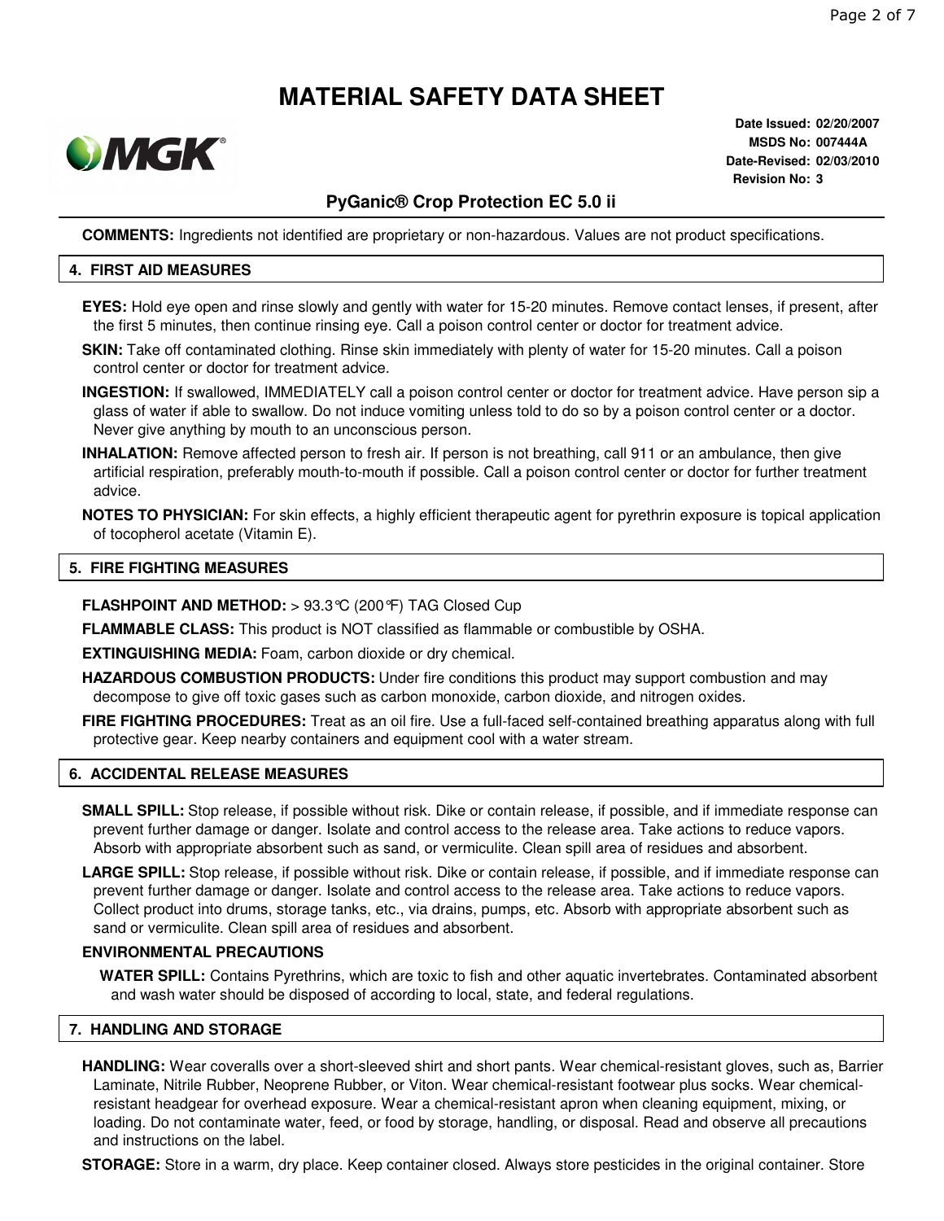# MATERIAL SAFETY DATA SHEET

**Date Issued:** 02/20/2007
**MSDS No:** 007444A
**Date-Revised:** 02/03/2010
**Revision No:** 3

## PyGanic® Crop Protection EC 5.0 ii

**COMMENTS:** Ingredients not identified are proprietary or non-hazardous. Values are not product specifications.

## 4. FIRST AID MEASURES

**EYES:** Hold eye open and rinse slowly and gently with water for 15-20 minutes. Remove contact lenses, if present, after the first 5 minutes, then continue rinsing eye. Call a poison control center or doctor for treatment advice.

**SKIN:** Take off contaminated clothing. Rinse skin immediately with plenty of water for 15-20 minutes. Call a poison control center or doctor for treatment advice.

**INGESTION:** If swallowed, IMMEDIATELY call a poison control center or doctor for treatment advice. Have person sip a glass of water if able to swallow. Do not induce vomiting unless told to do so by a poison control center or a doctor. Never give anything by mouth to an unconscious person.

**INHALATION:** Remove affected person to fresh air. If person is not breathing, call 911 or an ambulance, then give artificial respiration, preferably mouth-to-mouth if possible. Call a poison control center or doctor for further treatment advice.

**NOTES TO PHYSICIAN:** For skin effects, a highly efficient therapeutic agent for pyrethrin exposure is topical application of tocopherol acetate (Vitamin E).

## 5. FIRE FIGHTING MEASURES

**FLASHPOINT AND METHOD:** > 93.3°C (200°F) TAG Closed Cup

**FLAMMABLE CLASS:** This product is NOT classified as flammable or combustible by OSHA.

**EXTINGUISHING MEDIA:** Foam, carbon dioxide or dry chemical.

**HAZARDOUS COMBUSTION PRODUCTS:** Under fire conditions this product may support combustion and may decompose to give off toxic gases such as carbon monoxide, carbon dioxide, and nitrogen oxides.

**FIRE FIGHTING PROCEDURES:** Treat as an oil fire. Use a full-faced self-contained breathing apparatus along with full protective gear. Keep nearby containers and equipment cool with a water stream.

## 6. ACCIDENTAL RELEASE MEASURES

**SMALL SPILL:** Stop release, if possible without risk. Dike or contain release, if possible, and if immediate response can prevent further damage or danger. Isolate and control access to the release area. Take actions to reduce vapors. Absorb with appropriate absorbent such as sand, or vermiculite. Clean spill area of residues and absorbent.

**LARGE SPILL:** Stop release, if possible without risk. Dike or contain release, if possible, and if immediate response can prevent further damage or danger. Isolate and control access to the release area. Take actions to reduce vapors. Collect product into drums, storage tanks, etc., via drains, pumps, etc. Absorb with appropriate absorbent such as sand or vermiculite. Clean spill area of residues and absorbent.

### ENVIRONMENTAL PRECAUTIONS

**WATER SPILL:** Contains Pyrethrins, which are toxic to fish and other aquatic invertebrates. Contaminated absorbent and wash water should be disposed of according to local, state, and federal regulations.

## 7. HANDLING AND STORAGE

**HANDLING:** Wear coveralls over a short-sleeved shirt and short pants. Wear chemical-resistant gloves, such as, Barrier Laminate, Nitrile Rubber, Neoprene Rubber, or Viton. Wear chemical-resistant footwear plus socks. Wear chemical-resistant headgear for overhead exposure. Wear a chemical-resistant apron when cleaning equipment, mixing, or loading. Do not contaminate water, feed, or food by storage, handling, or disposal. Read and observe all precautions and instructions on the label.

**STORAGE:** Store in a warm, dry place. Keep container closed. Always store pesticides in the original container. Store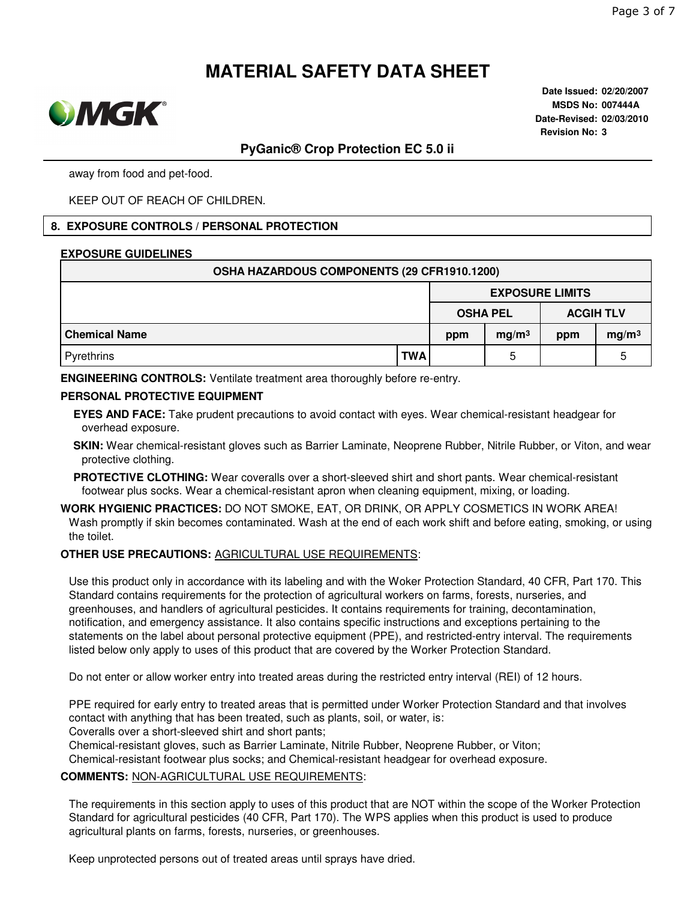away from food and pet-food.

KEEP OUT OF REACH OF CHILDREN.

## 8. EXPOSURE CONTROLS / PERSONAL PROTECTION

**EXPOSURE GUIDELINES**

| OSHA HAZARDOUS COMPONENTS (29 CFR1910.1200) | | | | | |
|---|---|---|---|---|---|
| | | EXPOSURE LIMITS | | | |
| | | OSHA PEL | | ACGIH TLV | |
| **Chemical Name** | | ppm | $mg/m^3$ | ppm | $mg/m^3$ |
| Pyrethrins | TWA | | 5 | | 5 |

**ENGINEERING CONTROLS:** Ventilate treatment area thoroughly before re-entry.

**PERSONAL PROTECTIVE EQUIPMENT**

**EYES AND FACE:** Take prudent precautions to avoid contact with eyes. Wear chemical-resistant headgear for overhead exposure.

**SKIN:** Wear chemical-resistant gloves such as Barrier Laminate, Neoprene Rubber, Nitrile Rubber, or Viton, and wear protective clothing.

**PROTECTIVE CLOTHING:** Wear coveralls over a short-sleeved shirt and short pants. Wear chemical-resistant footwear plus socks. Wear a chemical-resistant apron when cleaning equipment, mixing, or loading.

**WORK HYGIENIC PRACTICES:** DO NOT SMOKE, EAT, OR DRINK, OR APPLY COSMETICS IN WORK AREA! Wash promptly if skin becomes contaminated. Wash at the end of each work shift and before eating, smoking, or using the toilet.

**OTHER USE PRECAUTIONS:** AGRICULTURAL USE REQUIREMENTS:

Use this product only in accordance with its labeling and with the Woker Protection Standard, 40 CFR, Part 170. This Standard contains requirements for the protection of agricultural workers on farms, forests, nurseries, and greenhouses, and handlers of agricultural pesticides. It contains requirements for training, decontamination, notification, and emergency assistance. It also contains specific instructions and exceptions pertaining to the statements on the label about personal protective equipment (PPE), and restricted-entry interval. The requirements listed below only apply to uses of this product that are covered by the Worker Protection Standard.

Do not enter or allow worker entry into treated areas during the restricted entry interval (REI) of 12 hours.

PPE required for early entry to treated areas that is permitted under Worker Protection Standard and that involves contact with anything that has been treated, such as plants, soil, or water, is:
Coveralls over a short-sleeved shirt and short pants;
Chemical-resistant gloves, such as Barrier Laminate, Nitrile Rubber, Neoprene Rubber, or Viton;
Chemical-resistant footwear plus socks; and Chemical-resistant headgear for overhead exposure.

**COMMENTS:** NON-AGRICULTURAL USE REQUIREMENTS:

The requirements in this section apply to uses of this product that are NOT within the scope of the Worker Protection Standard for agricultural pesticides (40 CFR, Part 170). The WPS applies when this product is used to produce agricultural plants on farms, forests, nurseries, or greenhouses.

Keep unprotected persons out of treated areas until sprays have dried.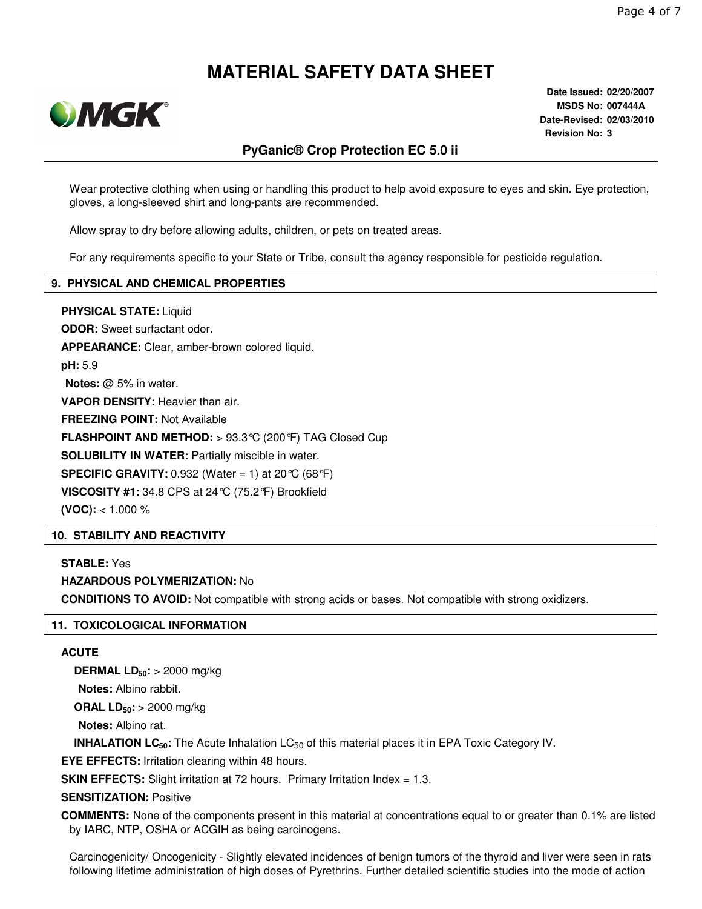# MATERIAL SAFETY DATA SHEET

**Date Issued:** 02/20/2007
**MSDS No:** 007444A
**Date-Revised:** 02/03/2010
**Revision No:** 3

## PyGanic® Crop Protection EC 5.0 ii

Wear protective clothing when using or handling this product to help avoid exposure to eyes and skin. Eye protection, gloves, a long-sleeved shirt and long-pants are recommended.

Allow spray to dry before allowing adults, children, or pets on treated areas.

For any requirements specific to your State or Tribe, consult the agency responsible for pesticide regulation.

## 9. PHYSICAL AND CHEMICAL PROPERTIES

**PHYSICAL STATE:** Liquid

**ODOR:** Sweet surfactant odor.

**APPEARANCE:** Clear, amber-brown colored liquid.

**pH:** 5.9

**Notes:** @ 5% in water.

**VAPOR DENSITY:** Heavier than air.

**FREEZING POINT:** Not Available

**FLASHPOINT AND METHOD:** > 93.3°C (200°F) TAG Closed Cup

**SOLUBILITY IN WATER:** Partially miscible in water.

**SPECIFIC GRAVITY:** 0.932 (Water = 1) at 20°C (68°F)

**VISCOSITY #1:** 34.8 CPS at 24°C (75.2°F) Brookfield

**(VOC):** < 1.000 %

## 10. STABILITY AND REACTIVITY

**STABLE:** Yes

**HAZARDOUS POLYMERIZATION:** No

**CONDITIONS TO AVOID:** Not compatible with strong acids or bases. Not compatible with strong oxidizers.

## 11. TOXICOLOGICAL INFORMATION

**ACUTE**

**DERMAL $LD_{50}$:** > 2000 mg/kg

**Notes:** Albino rabbit.

**ORAL $LD_{50}$:** > 2000 mg/kg

**Notes:** Albino rat.

**INHALATION $LC_{50}$:** The Acute Inhalation $LC_{50}$ of this material places it in EPA Toxic Category IV.

**EYE EFFECTS:** Irritation clearing within 48 hours.

**SKIN EFFECTS:** Slight irritation at 72 hours. Primary Irritation Index = 1.3.

**SENSITIZATION:** Positive

**COMMENTS:** None of the components present in this material at concentrations equal to or greater than 0.1% are listed by IARC, NTP, OSHA or ACGIH as being carcinogens.

Carcinogenicity/ Oncogenicity - Slightly elevated incidences of benign tumors of the thyroid and liver were seen in rats following lifetime administration of high doses of Pyrethrins. Further detailed scientific studies into the mode of action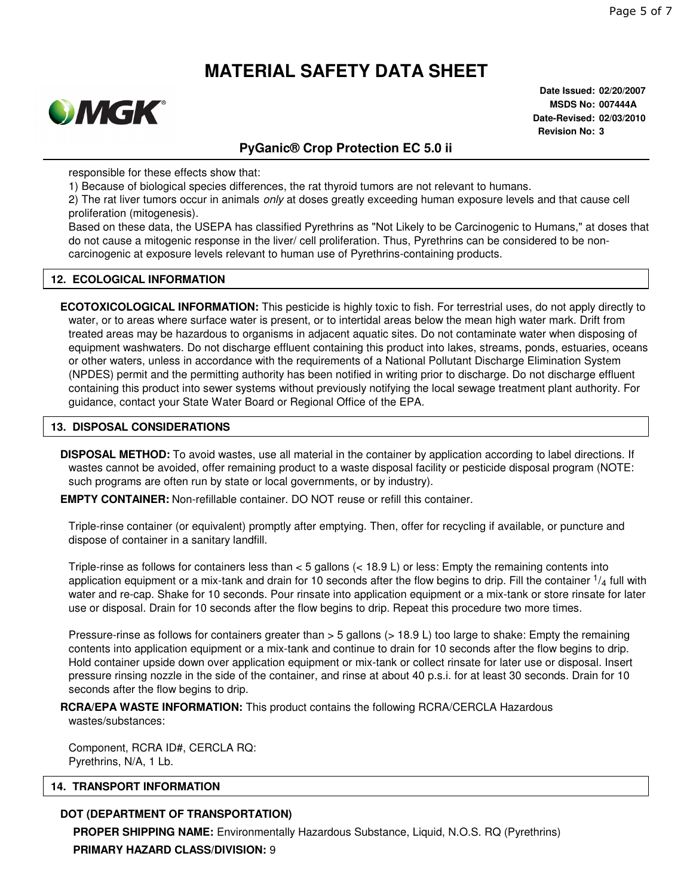responsible for these effects show that:

1) Because of biological species differences, the rat thyroid tumors are not relevant to humans.

2) The rat liver tumors occur in animals *only* at doses greatly exceeding human exposure levels and that cause cell proliferation (mitogenesis).

Based on these data, the USEPA has classified Pyrethrins as "Not Likely to be Carcinogenic to Humans," at doses that do not cause a mitogenic response in the liver/ cell proliferation. Thus, Pyrethrins can be considered to be non-carcinogenic at exposure levels relevant to human use of Pyrethrins-containing products.

## 12. ECOLOGICAL INFORMATION

**ECOTOXICOLOGICAL INFORMATION:** This pesticide is highly toxic to fish. For terrestrial uses, do not apply directly to water, or to areas where surface water is present, or to intertidal areas below the mean high water mark. Drift from treated areas may be hazardous to organisms in adjacent aquatic sites. Do not contaminate water when disposing of equipment washwaters. Do not discharge effluent containing this product into lakes, streams, ponds, estuaries, oceans or other waters, unless in accordance with the requirements of a National Pollutant Discharge Elimination System (NPDES) permit and the permitting authority has been notified in writing prior to discharge. Do not discharge effluent containing this product into sewer systems without previously notifying the local sewage treatment plant authority. For guidance, contact your State Water Board or Regional Office of the EPA.

## 13. DISPOSAL CONSIDERATIONS

**DISPOSAL METHOD:** To avoid wastes, use all material in the container by application according to label directions. If wastes cannot be avoided, offer remaining product to a waste disposal facility or pesticide disposal program (NOTE: such programs are often run by state or local governments, or by industry).

**EMPTY CONTAINER:** Non-refillable container. DO NOT reuse or refill this container.

Triple-rinse container (or equivalent) promptly after emptying. Then, offer for recycling if available, or puncture and dispose of container in a sanitary landfill.

Triple-rinse as follows for containers less than < 5 gallons (< 18.9 L) or less: Empty the remaining contents into application equipment or a mix-tank and drain for 10 seconds after the flow begins to drip. Fill the container 1/4 full with water and re-cap. Shake for 10 seconds. Pour rinsate into application equipment or a mix-tank or store rinsate for later use or disposal. Drain for 10 seconds after the flow begins to drip. Repeat this procedure two more times.

Pressure-rinse as follows for containers greater than > 5 gallons (> 18.9 L) too large to shake: Empty the remaining contents into application equipment or a mix-tank and continue to drain for 10 seconds after the flow begins to drip. Hold container upside down over application equipment or mix-tank or collect rinsate for later use or disposal. Insert pressure rinsing nozzle in the side of the container, and rinse at about 40 p.s.i. for at least 30 seconds. Drain for 10 seconds after the flow begins to drip.

**RCRA/EPA WASTE INFORMATION:** This product contains the following RCRA/CERCLA Hazardous wastes/substances:

Component, RCRA ID#, CERCLA RQ:
Pyrethrins, N/A, 1 Lb.

## 14. TRANSPORT INFORMATION

**DOT (DEPARTMENT OF TRANSPORTATION)**

**PROPER SHIPPING NAME:** Environmentally Hazardous Substance, Liquid, N.O.S. RQ (Pyrethrins)

**PRIMARY HAZARD CLASS/DIVISION:** 9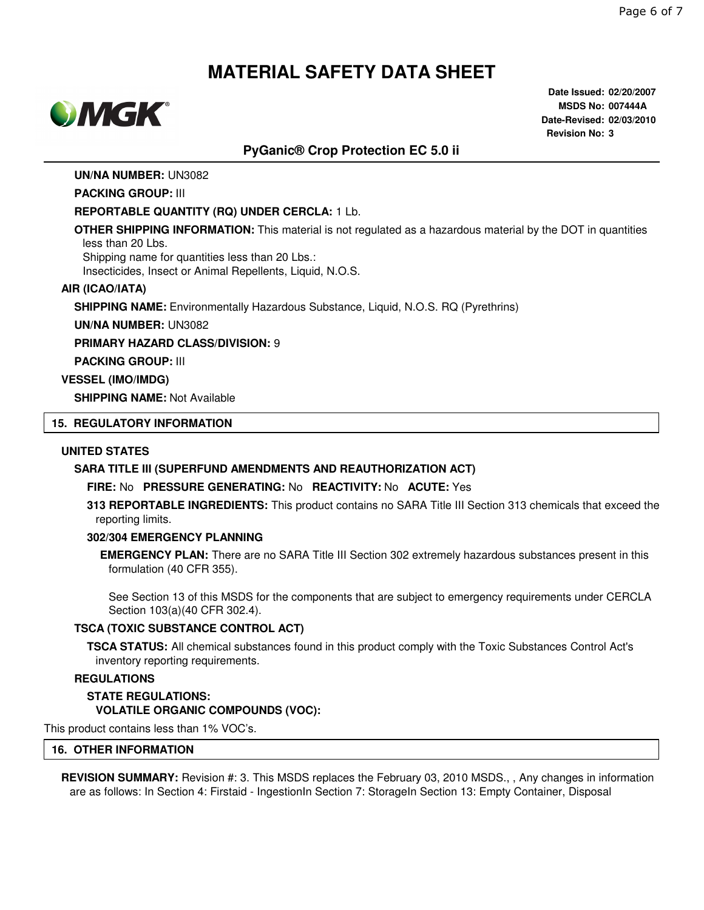**UN/NA NUMBER:** UN3082

**PACKING GROUP:** III

**REPORTABLE QUANTITY (RQ) UNDER CERCLA:** 1 Lb.

**OTHER SHIPPING INFORMATION:** This material is not regulated as a hazardous material by the DOT in quantities less than 20 Lbs.
Shipping name for quantities less than 20 Lbs.:
Insecticides, Insect or Animal Repellents, Liquid, N.O.S.

**AIR (ICAO/IATA)**

**SHIPPING NAME:** Environmentally Hazardous Substance, Liquid, N.O.S. RQ (Pyrethrins)

**UN/NA NUMBER:** UN3082

**PRIMARY HAZARD CLASS/DIVISION:** 9

**PACKING GROUP:** III

**VESSEL (IMO/IMDG)**

**SHIPPING NAME:** Not Available

## 15. REGULATORY INFORMATION

**UNITED STATES**

**SARA TITLE III (SUPERFUND AMENDMENTS AND REAUTHORIZATION ACT)**

**FIRE:** No **PRESSURE GENERATING:** No **REACTIVITY:** No **ACUTE:** Yes

**313 REPORTABLE INGREDIENTS:** This product contains no SARA Title III Section 313 chemicals that exceed the reporting limits.

**302/304 EMERGENCY PLANNING**

**EMERGENCY PLAN:** There are no SARA Title III Section 302 extremely hazardous substances present in this formulation (40 CFR 355).

See Section 13 of this MSDS for the components that are subject to emergency requirements under CERCLA Section 103(a)(40 CFR 302.4).

**TSCA (TOXIC SUBSTANCE CONTROL ACT)**

**TSCA STATUS:** All chemical substances found in this product comply with the Toxic Substances Control Act's inventory reporting requirements.

**REGULATIONS**

**STATE REGULATIONS:**

**VOLATILE ORGANIC COMPOUNDS (VOC):**

This product contains less than 1% VOC's.

## 16. OTHER INFORMATION

**REVISION SUMMARY:** Revision #: 3. This MSDS replaces the February 03, 2010 MSDS., , Any changes in information are as follows: In Section 4: Firstaid - IngestionIn Section 7: StorageIn Section 13: Empty Container, Disposal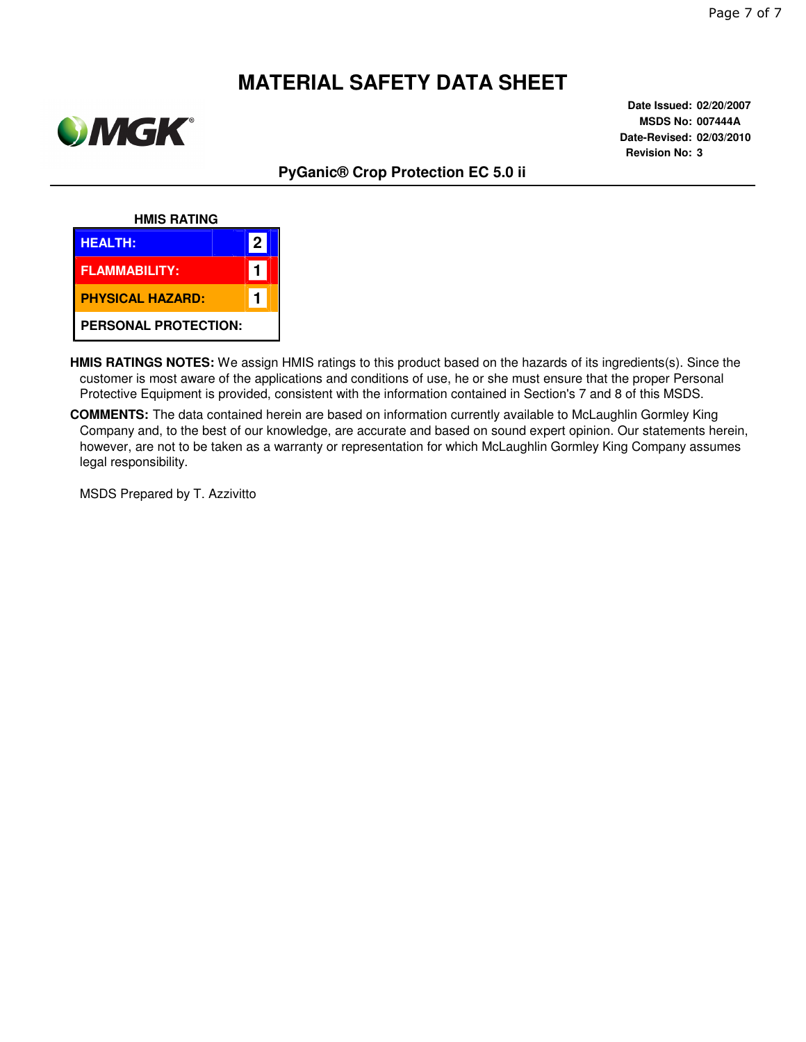# MATERIAL SAFETY DATA SHEET

**Date Issued:** 02/20/2007
**MSDS No:** 007444A
**Date-Revised:** 02/03/2010
**Revision No:** 3

## PyGanic® Crop Protection EC 5.0 ii

**HMIS RATING**

| | |
|---|---|
| **HEALTH:** | 2 |
| **FLAMMABILITY:** | 1 |
| **PHYSICAL HAZARD:** | 1 |
| **PERSONAL PROTECTION:** | |

**HMIS RATINGS NOTES:** We assign HMIS ratings to this product based on the hazards of its ingredients(s). Since the customer is most aware of the applications and conditions of use, he or she must ensure that the proper Personal Protective Equipment is provided, consistent with the information contained in Section's 7 and 8 of this MSDS.

**COMMENTS:** The data contained herein are based on information currently available to McLaughlin Gormley King Company and, to the best of our knowledge, are accurate and based on sound expert opinion. Our statements herein, however, are not to be taken as a warranty or representation for which McLaughlin Gormley King Company assumes legal responsibility.

MSDS Prepared by T. Azzivitto